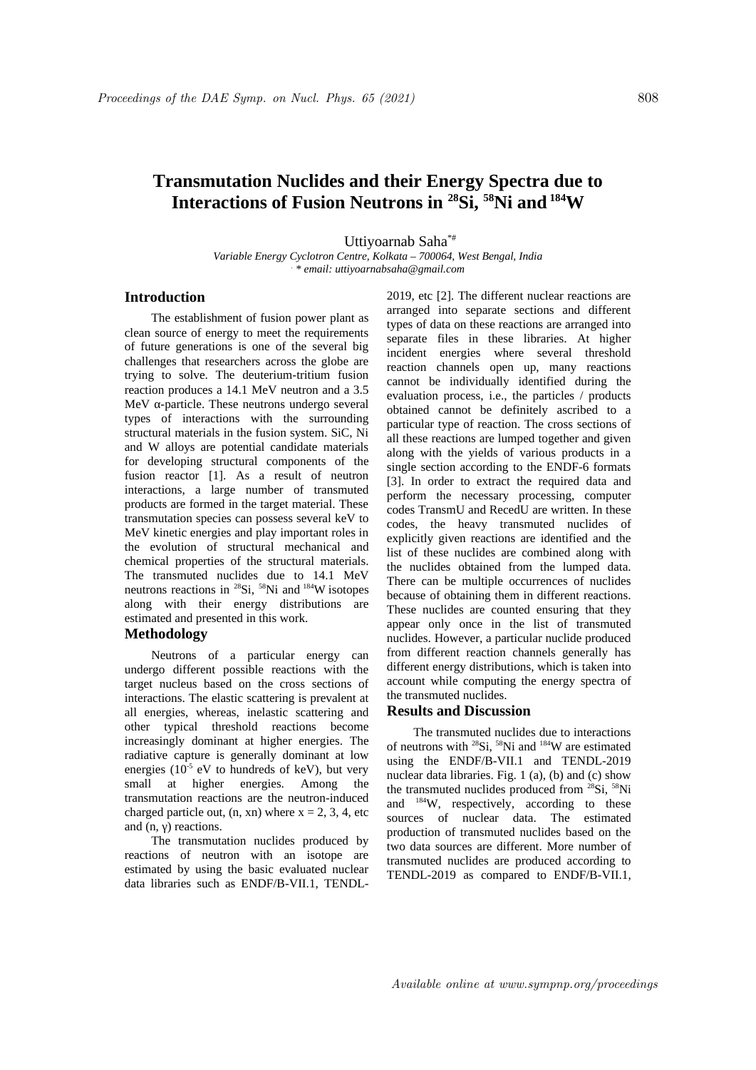# Transmutation Nuclides and their Energy Spectra due to Interactions of Fusion Neutrons in $^{28}$Si, $^{58}$Ni and $^{184}$W

Uttiyoarnab Saha[*#]

*Variable Energy Cyclotron Centre, Kolkata – 700064, West Bengal, India*
*. * email: uttiyoarnabsaha@gmail.com*

## Introduction

The establishment of fusion power plant as clean source of energy to meet the requirements of future generations is one of the several big challenges that researchers across the globe are trying to solve. The deuterium-tritium fusion reaction produces a 14.1 MeV neutron and a 3.5 MeV α-particle. These neutrons undergo several types of interactions with the surrounding structural materials in the fusion system. SiC, Ni and W alloys are potential candidate materials for developing structural components of the fusion reactor [1]. As a result of neutron interactions, a large number of transmuted products are formed in the target material. These transmutation species can possess several keV to MeV kinetic energies and play important roles in the evolution of structural mechanical and chemical properties of the structural materials. The transmuted nuclides due to 14.1 MeV neutrons reactions in $^{28}$Si, $^{58}$Ni and $^{184}$W isotopes along with their energy distributions are estimated and presented in this work.

## Methodology

Neutrons of a particular energy can undergo different possible reactions with the target nucleus based on the cross sections of interactions. The elastic scattering is prevalent at all energies, whereas, inelastic scattering and other typical threshold reactions become increasingly dominant at higher energies. The radiative capture is generally dominant at low energies ($10^{-5}$ eV to hundreds of keV), but very small at higher energies. Among the transmutation reactions are the neutron-induced charged particle out, (n, xn) where x = 2, 3, 4, etc and (n, γ) reactions.

The transmutation nuclides produced by reactions of neutron with an isotope are estimated by using the basic evaluated nuclear data libraries such as ENDF/B-VII.1, TENDL-2019, etc [2]. The different nuclear reactions are arranged into separate sections and different types of data on these reactions are arranged into separate files in these libraries. At higher incident energies where several threshold reaction channels open up, many reactions cannot be individually identified during the evaluation process, i.e., the particles / products obtained cannot be definitely ascribed to a particular type of reaction. The cross sections of all these reactions are lumped together and given along with the yields of various products in a single section according to the ENDF-6 formats [3]. In order to extract the required data and perform the necessary processing, computer codes TransmU and RecedU are written. In these codes, the heavy transmuted nuclides of explicitly given reactions are identified and the list of these nuclides are combined along with the nuclides obtained from the lumped data. There can be multiple occurrences of nuclides because of obtaining them in different reactions. These nuclides are counted ensuring that they appear only once in the list of transmuted nuclides. However, a particular nuclide produced from different reaction channels generally has different energy distributions, which is taken into account while computing the energy spectra of the transmuted nuclides.

## Results and Discussion

The transmuted nuclides due to interactions of neutrons with $^{28}$Si, $^{58}$Ni and $^{184}$W are estimated using the ENDF/B-VII.1 and TENDL-2019 nuclear data libraries. Fig. 1 (a), (b) and (c) show the transmuted nuclides produced from $^{28}$Si, $^{58}$Ni and $^{184}$W, respectively, according to these sources of nuclear data. The estimated production of transmuted nuclides based on the two data sources are different. More number of transmuted nuclides are produced according to TENDL-2019 as compared to ENDF/B-VII.1,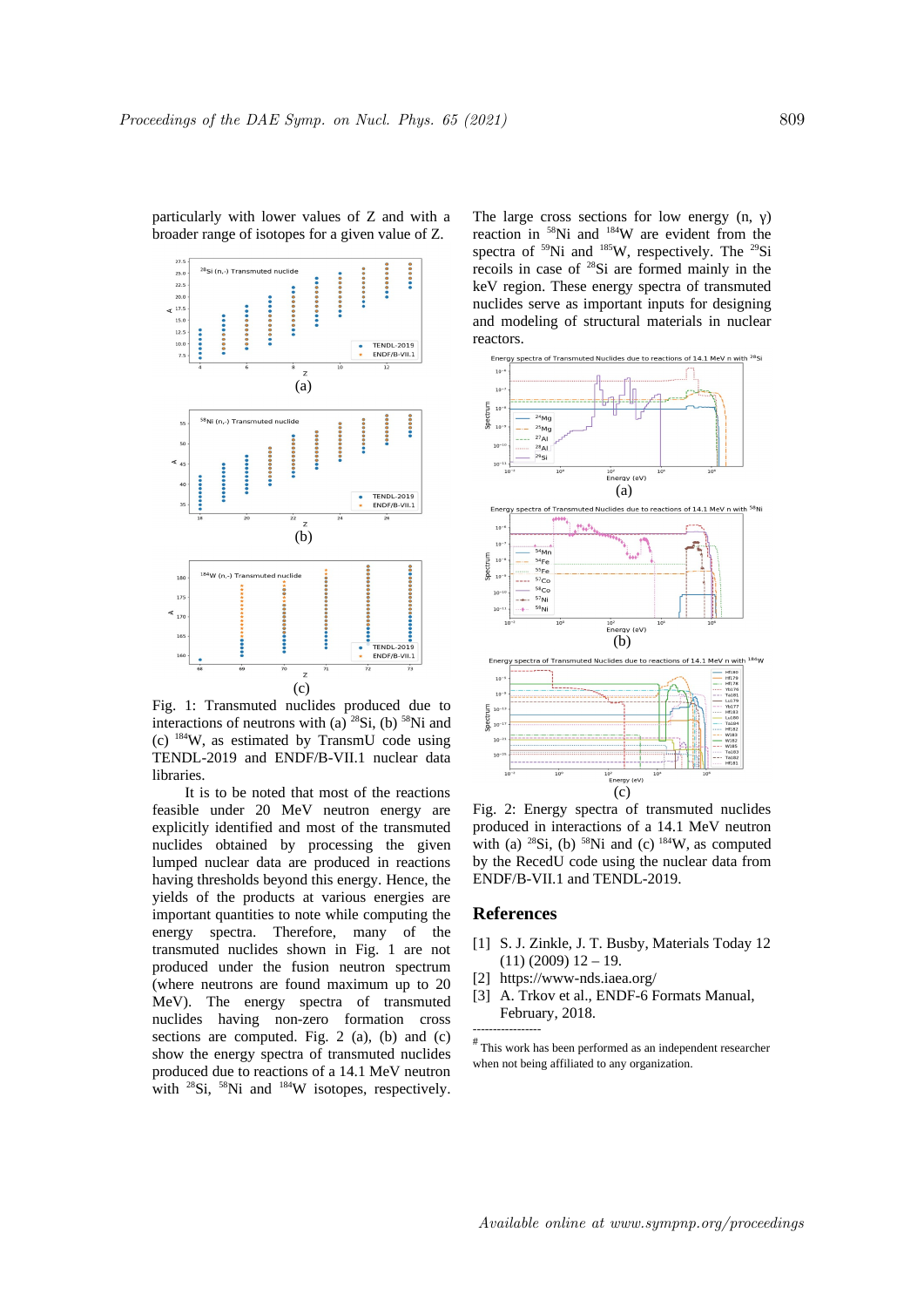particularly with lower values of Z and with a broader range of isotopes for a given value of Z.

$^{28}$Si (n,-) Transmuted nuclide

TENDL-2019

ENDF/B-VII.1

(a)

$^{58}$Ni (n,-) Transmuted nuclide

TENDL-2019

ENDF/B-VII.1

(b)

$^{184}$W (n,-) Transmuted nuclide

TENDL-2019

ENDF/B-VII.1

(c)

Fig. 1: Transmuted nuclides produced due to interactions of neutrons with (a) $^{28}$Si, (b) $^{58}$Ni and (c) $^{184}$W, as estimated by TransmU code using TENDL-2019 and ENDF/B-VII.1 nuclear data libraries.

It is to be noted that most of the reactions feasible under 20 MeV neutron energy are explicitly identified and most of the transmuted nuclides obtained by processing the given lumped nuclear data are produced in reactions having thresholds beyond this energy. Hence, the yields of the products at various energies are important quantities to note while computing the energy spectra. Therefore, many of the transmuted nuclides shown in Fig. 1 are not produced under the fusion neutron spectrum (where neutrons are found maximum up to 20 MeV). The energy spectra of transmuted nuclides having non-zero formation cross sections are computed. Fig. 2 (a), (b) and (c) show the energy spectra of transmuted nuclides produced due to reactions of a 14.1 MeV neutron with $^{28}$Si, $^{58}$Ni and $^{184}$W isotopes, respectively.

The large cross sections for low energy (n, γ) reaction in $^{58}$Ni and $^{184}$W are evident from the spectra of $^{59}$Ni and $^{185}$W, respectively. The $^{29}$Si recoils in case of $^{28}$Si are formed mainly in the keV region. These energy spectra of transmuted nuclides serve as important inputs for designing and modeling of structural materials in nuclear reactors.

Energy spectra of Transmuted Nuclides due to reactions of 14.1 MeV n with $^{28}$Si

$^{24}$Mg
$^{25}$Mg
$^{27}$Al
$^{28}$Al
$^{29}$Si

Energy (eV)

Spectrum

(a)

Energy spectra of Transmuted Nuclides due to reactions of 14.1 MeV n with $^{58}$Ni

$^{54}$Mn
$^{54}$Fe
$^{55}$Fe
$^{57}$Co
$^{58}$Co
$^{57}$Ni
$^{59}$Ni

Energy (eV)

Spectrum

(b)

Energy spectra of Transmuted Nuclides due to reactions of 14.1 MeV n with $^{184}$W

Energy (eV)

Spectrum

(c)

Fig. 2: Energy spectra of transmuted nuclides produced in interactions of a 14.1 MeV neutron with (a) $^{28}$Si, (b) $^{58}$Ni and (c) $^{184}$W, as computed by the RecedU code using the nuclear data from ENDF/B-VII.1 and TENDL-2019.

## References

[1] S. J. Zinkle, J. T. Busby, Materials Today 12 (11) (2009) 12 – 19.

[2] https://www-nds.iaea.org/

[3] A. Trkov et al., ENDF-6 Formats Manual, February, 2018.

---

[#] This work has been performed as an independent researcher when not being affiliated to any organization.